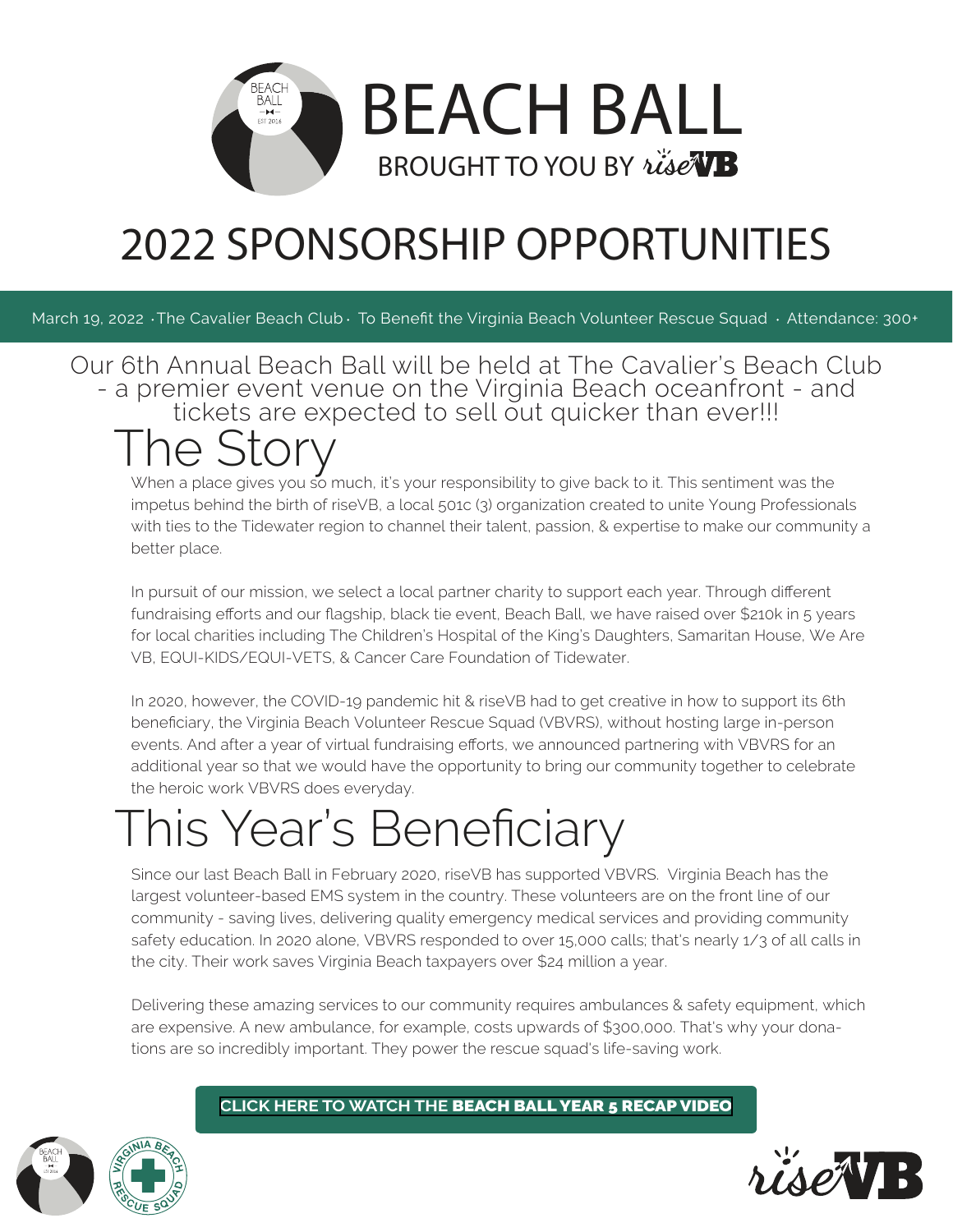# BEACH BALL

BROUGHT TO YOU BY riseVB

# 2022 SPONSORSHIP OPPORTUNITIES

March 19, 2022 · The Cavalier Beach Club · To Benefit the Virginia Beach Volunteer Rescue Squad · Attendance: 300+

Our 6th Annual Beach Ball will be held at The Cavalier's Beach Club - a premier event venue on the Virginia Beach oceanfront - and tickets are expected to sell out quicker than ever!!!

## The Story

When a place gives you so much, it's your responsibility to give back to it. This sentiment was the impetus behind the birth of riseVB, a local 501c (3) organization created to unite Young Professionals with ties to the Tidewater region to channel their talent, passion, & expertise to make our community a better place.

In pursuit of our mission, we select a local partner charity to support each year. Through different fundraising efforts and our flagship, black tie event, Beach Ball, we have raised over $210k in 5 years for local charities including The Children's Hospital of the King's Daughters, Samaritan House, We Are VB, EQUI-KIDS/EQUI-VETS, & Cancer Care Foundation of Tidewater.

In 2020, however, the COVID-19 pandemic hit & riseVB had to get creative in how to support its 6th beneficiary, the Virginia Beach Volunteer Rescue Squad (VBVRS), without hosting large in-person events. And after a year of virtual fundraising efforts, we announced partnering with VBVRS for an additional year so that we would have the opportunity to bring our community together to celebrate the heroic work VBVRS does everyday.

## This Year's Beneficiary

Since our last Beach Ball in February 2020, riseVB has supported VBVRS. Virginia Beach has the largest volunteer-based EMS system in the country. These volunteers are on the front line of our community - saving lives, delivering quality emergency medical services and providing community safety education. In 2020 alone, VBVRS responded to over 15,000 calls; that's nearly 1/3 of all calls in the city. Their work saves Virginia Beach taxpayers over $24 million a year.

Delivering these amazing services to our community requires ambulances & safety equipment, which are expensive. A new ambulance, for example, costs upwards of $300,000. That's why your donations are so incredibly important. They power the rescue squad's life-saving work.

**CLICK HERE TO WATCH THE BEACH BALL YEAR 5 RECAP VIDEO**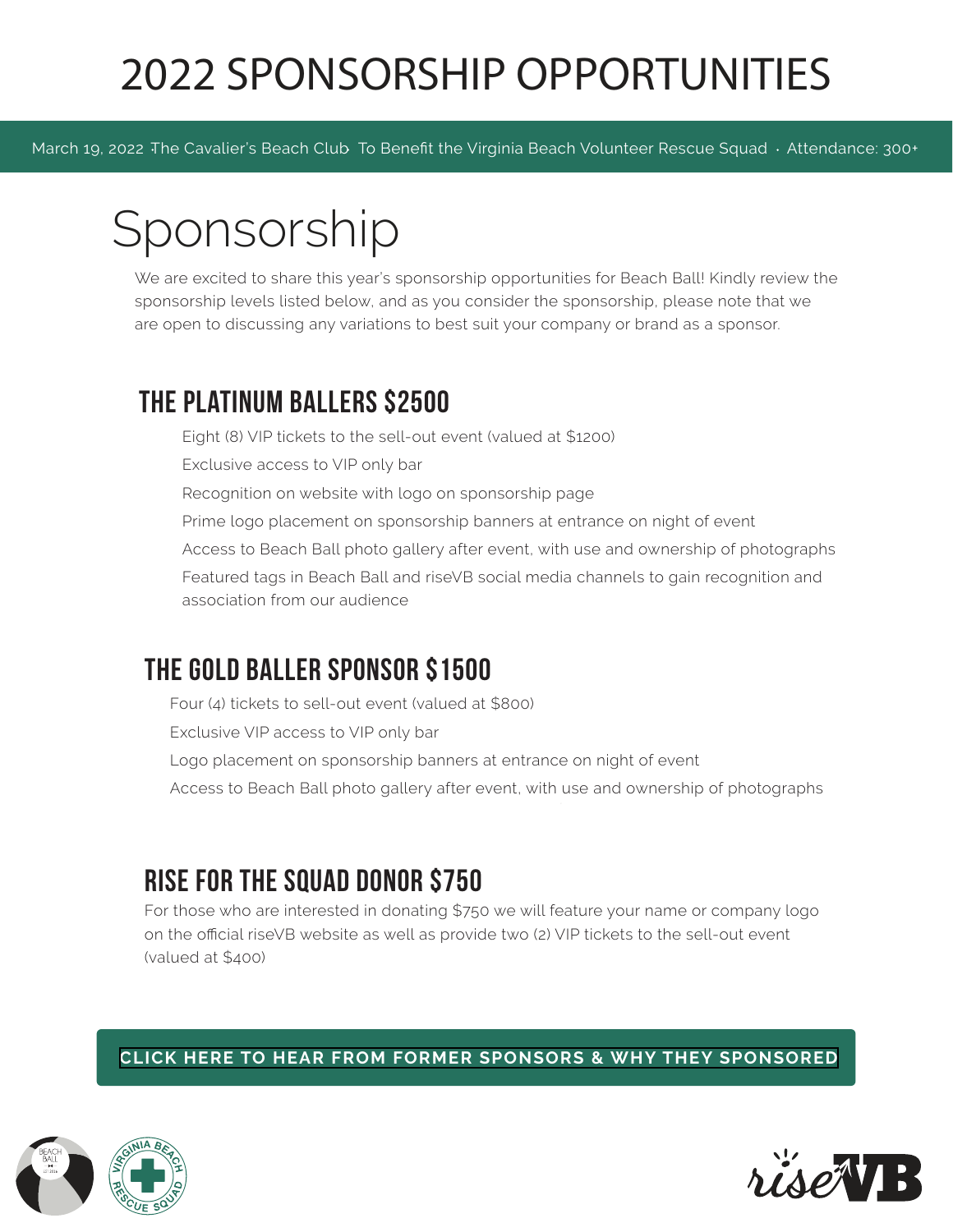# 2022 SPONSORSHIP OPPORTUNITIES

March 19, 2022 · The Cavalier's Beach Club · To Benefit the Virginia Beach Volunteer Rescue Squad · Attendance: 300+

## Sponsorship

We are excited to share this year's sponsorship opportunities for Beach Ball! Kindly review the sponsorship levels listed below, and as you consider the sponsorship, please note that we are open to discussing any variations to best suit your company or brand as a sponsor.

### THE PLATINUM BALLERS $2500

- Eight (8) VIP tickets to the sell-out event (valued at $1200)
- Exclusive access to VIP only bar
- Recognition on website with logo on sponsorship page
- Prime logo placement on sponsorship banners at entrance on night of event
- Access to Beach Ball photo gallery after event, with use and ownership of photographs
- Featured tags in Beach Ball and riseVB social media channels to gain recognition and association from our audience

### THE GOLD BALLER SPONSOR $1500

- Four (4) tickets to sell-out event (valued at $800)
- Exclusive VIP access to VIP only bar
- Logo placement on sponsorship banners at entrance on night of event
- Access to Beach Ball photo gallery after event, with use and ownership of photographs

### RISE FOR THE SQUAD DONOR $750

For those who are interested in donating $750 we will feature your name or company logo on the official riseVB website as well as provide two (2) VIP tickets to the sell-out event (valued at $400)

**CLICK HERE TO HEAR FROM FORMER SPONSORS & WHY THEY SPONSORED**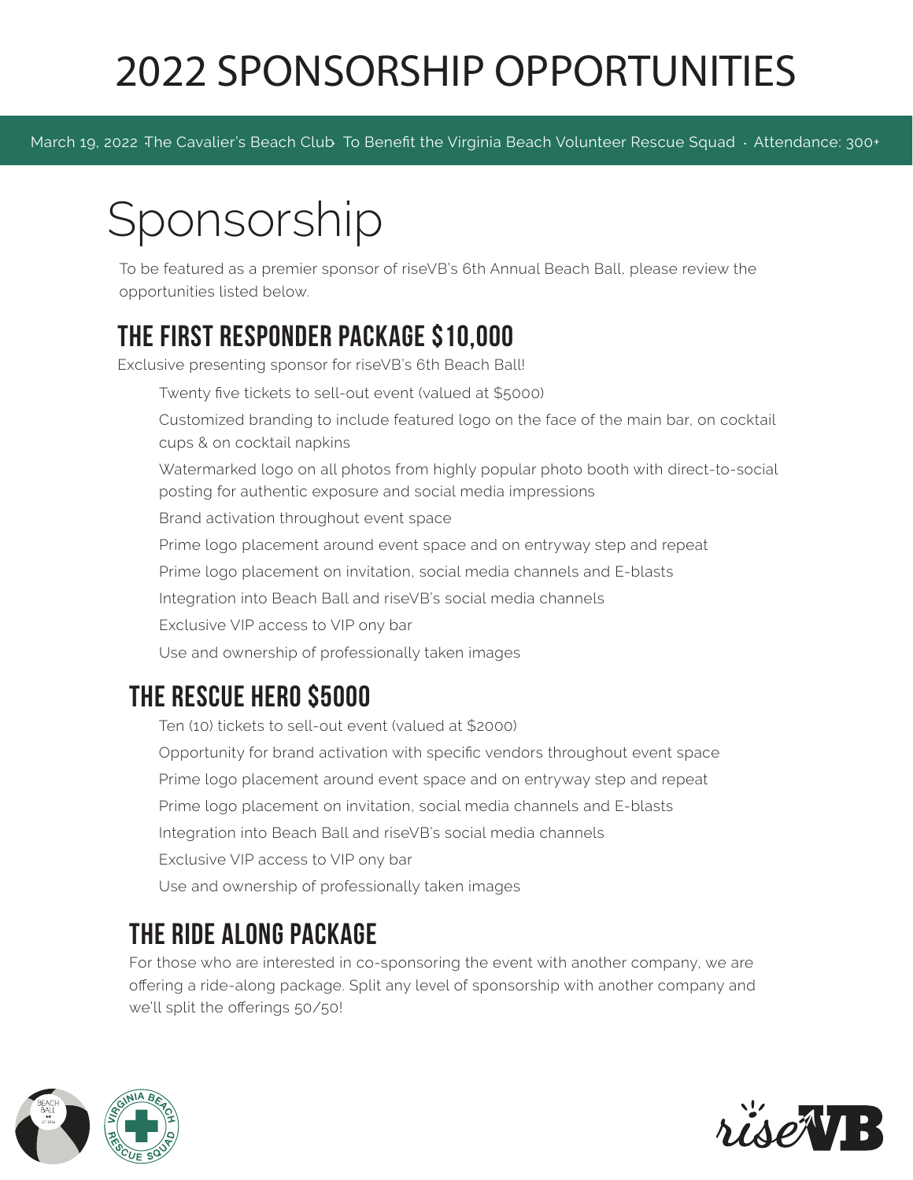# 2022 SPONSORSHIP OPPORTUNITIES

March 19, 2022 · The Cavalier's Beach Club · To Benefit the Virginia Beach Volunteer Rescue Squad · Attendance: 300+

# Sponsorship

To be featured as a premier sponsor of riseVB's 6th Annual Beach Ball, please review the opportunities listed below.

## THE FIRST RESPONDER PACKAGE $10,000

Exclusive presenting sponsor for riseVB's 6th Beach Ball!

- Twenty five tickets to sell-out event (valued at $5000)
- Customized branding to include featured logo on the face of the main bar, on cocktail cups & on cocktail napkins
- Watermarked logo on all photos from highly popular photo booth with direct-to-social posting for authentic exposure and social media impressions
- Brand activation throughout event space
- Prime logo placement around event space and on entryway step and repeat
- Prime logo placement on invitation, social media channels and E-blasts
- Integration into Beach Ball and riseVB's social media channels
- Exclusive VIP access to VIP ony bar
- Use and ownership of professionally taken images

## THE RESCUE HERO $5000

- Ten (10) tickets to sell-out event (valued at $2000)
- Opportunity for brand activation with specific vendors throughout event space
- Prime logo placement around event space and on entryway step and repeat
- Prime logo placement on invitation, social media channels and E-blasts
- Integration into Beach Ball and riseVB's social media channels
- Exclusive VIP access to VIP ony bar
- Use and ownership of professionally taken images

## THE RIDE ALONG PACKAGE

For those who are interested in co-sponsoring the event with another company, we are offering a ride-along package. Split any level of sponsorship with another company and we'll split the offerings 50/50!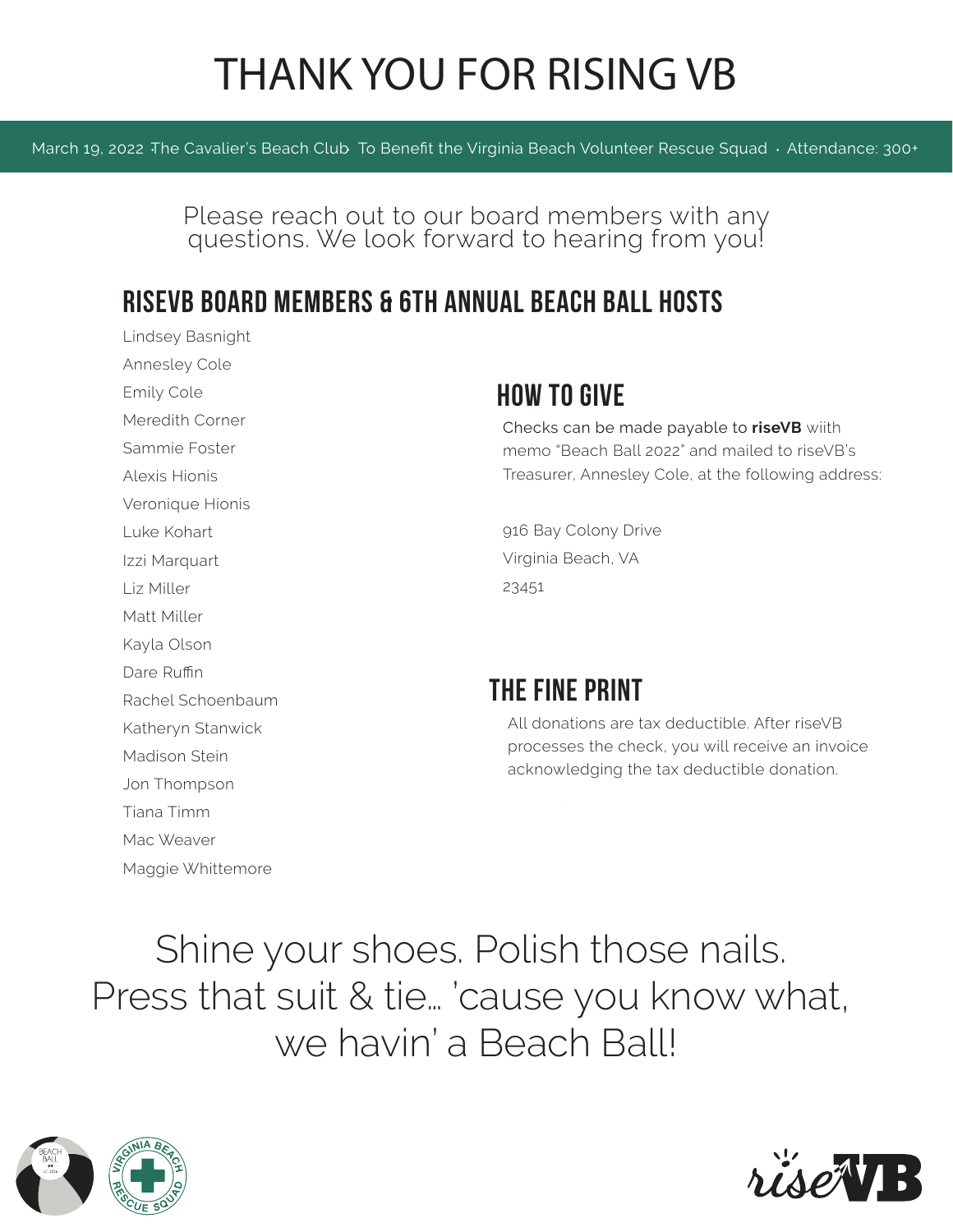# THANK YOU FOR RISING VB

March 19, 2022 · The Cavalier's Beach Club · To Benefit the Virginia Beach Volunteer Rescue Squad · Attendance: 300+

Please reach out to our board members with any questions. We look forward to hearing from you!

## RISEVB BOARD MEMBERS & 6TH ANNUAL BEACH BALL HOSTS

Lindsey Basnight
Annesley Cole
Emily Cole
Meredith Corner
Sammie Foster
Alexis Hionis
Veronique Hionis
Luke Kohart
Izzi Marquart
Liz Miller
Matt Miller
Kayla Olson
Dare Ruffin
Rachel Schoenbaum
Katheryn Stanwick
Madison Stein
Jon Thompson
Tiana Timm
Mac Weaver
Maggie Whittemore

## HOW TO GIVE

Checks can be made payable to **riseVB** wiith memo "Beach Ball 2022" and mailed to riseVB's Treasurer, Annesley Cole, at the following address:

916 Bay Colony Drive
Virginia Beach, VA
23451

## THE FINE PRINT

All donations are tax deductible. After riseVB processes the check, you will receive an invoice acknowledging the tax deductible donation.

Shine your shoes. Polish those nails. Press that suit & tie… 'cause you know what, we havin' a Beach Ball!